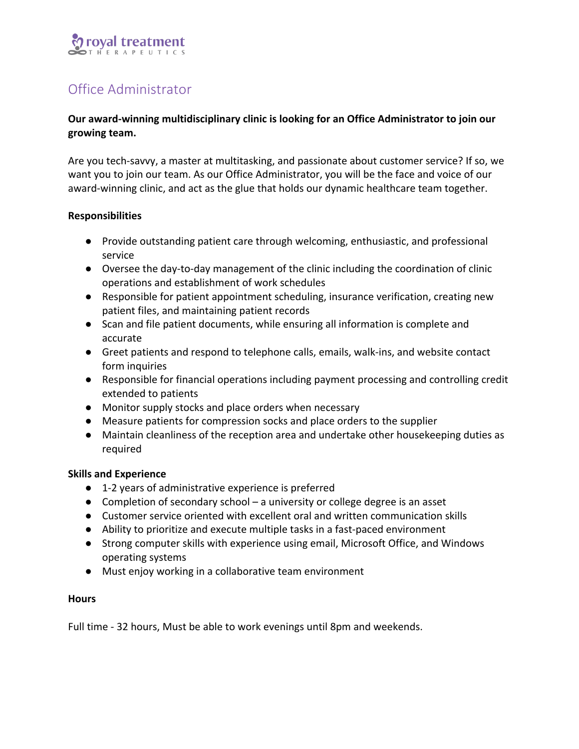royal treatment
THERAPEUTICS

# Office Administrator

**Our award-winning multidisciplinary clinic is looking for an Office Administrator to join our growing team.**

Are you tech-savvy, a master at multitasking, and passionate about customer service? If so, we want you to join our team. As our Office Administrator, you will be the face and voice of our award-winning clinic, and act as the glue that holds our dynamic healthcare team together.

**Responsibilities**

- Provide outstanding patient care through welcoming, enthusiastic, and professional service
- Oversee the day-to-day management of the clinic including the coordination of clinic operations and establishment of work schedules
- Responsible for patient appointment scheduling, insurance verification, creating new patient files, and maintaining patient records
- Scan and file patient documents, while ensuring all information is complete and accurate
- Greet patients and respond to telephone calls, emails, walk-ins, and website contact form inquiries
- Responsible for financial operations including payment processing and controlling credit extended to patients
- Monitor supply stocks and place orders when necessary
- Measure patients for compression socks and place orders to the supplier
- Maintain cleanliness of the reception area and undertake other housekeeping duties as required

**Skills and Experience**

- 1-2 years of administrative experience is preferred
- Completion of secondary school – a university or college degree is an asset
- Customer service oriented with excellent oral and written communication skills
- Ability to prioritize and execute multiple tasks in a fast-paced environment
- Strong computer skills with experience using email, Microsoft Office, and Windows operating systems
- Must enjoy working in a collaborative team environment

**Hours**

Full time - 32 hours, Must be able to work evenings until 8pm and weekends.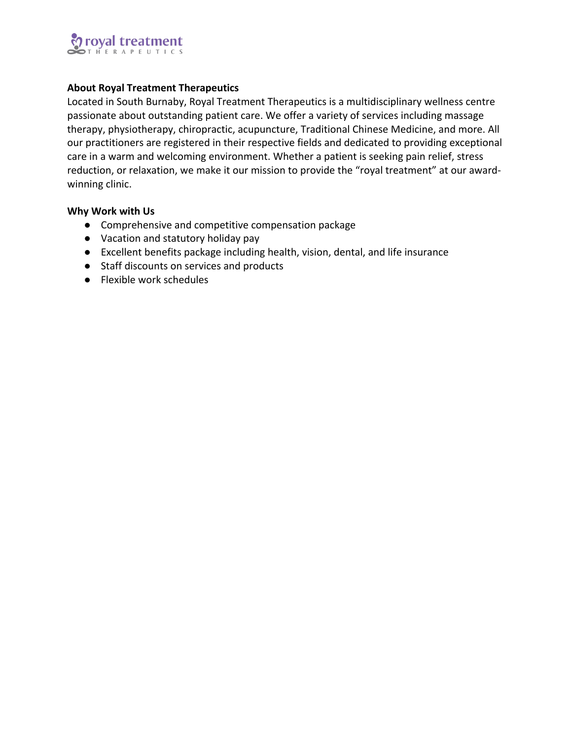**About Royal Treatment Therapeutics**

Located in South Burnaby, Royal Treatment Therapeutics is a multidisciplinary wellness centre passionate about outstanding patient care. We offer a variety of services including massage therapy, physiotherapy, chiropractic, acupuncture, Traditional Chinese Medicine, and more. All our practitioners are registered in their respective fields and dedicated to providing exceptional care in a warm and welcoming environment. Whether a patient is seeking pain relief, stress reduction, or relaxation, we make it our mission to provide the "royal treatment" at our award-winning clinic.

**Why Work with Us**

- Comprehensive and competitive compensation package
- Vacation and statutory holiday pay
- Excellent benefits package including health, vision, dental, and life insurance
- Staff discounts on services and products
- Flexible work schedules